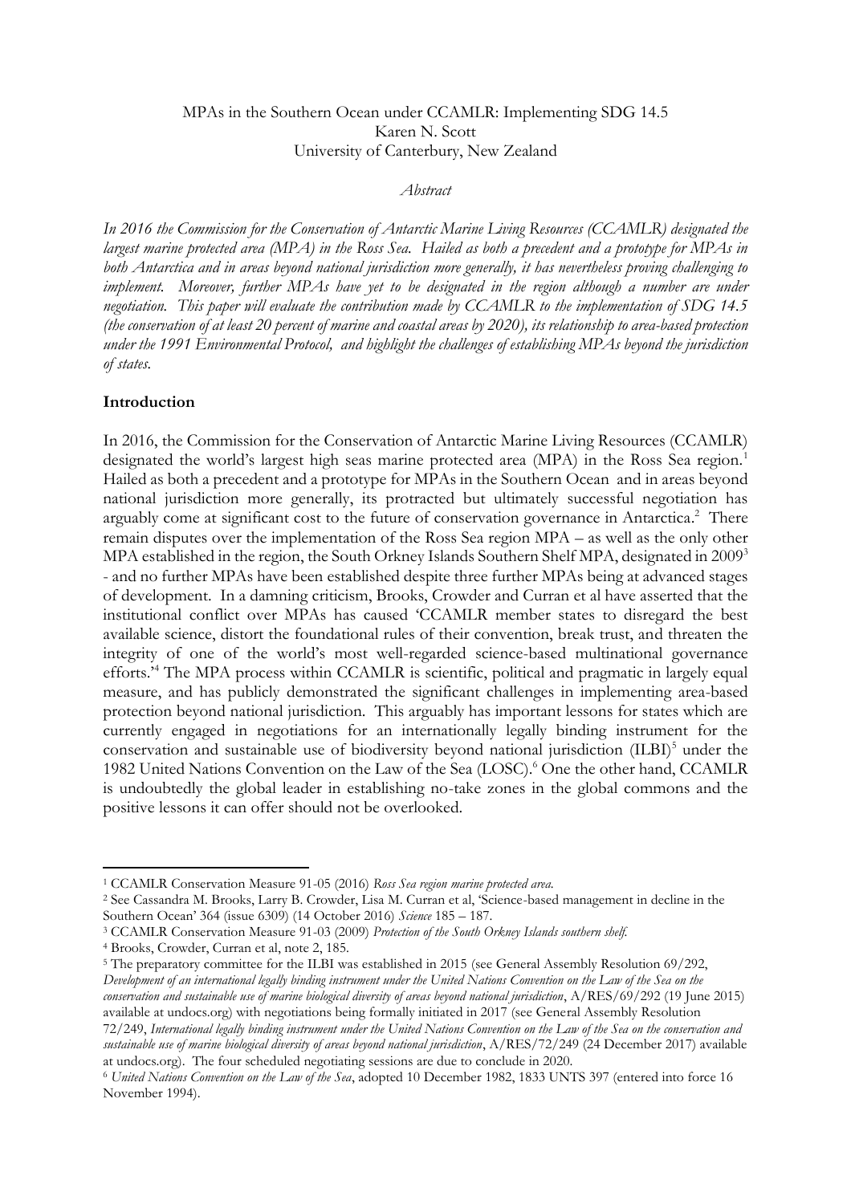MPAs in the Southern Ocean under CCAMLR: Implementing SDG 14.5

Karen N. Scott

University of Canterbury, New Zealand

*Abstract*

*In 2016 the Commission for the Conservation of Antarctic Marine Living Resources (CCAMLR) designated the largest marine protected area (MPA) in the Ross Sea. Hailed as both a precedent and a prototype for MPAs in both Antarctica and in areas beyond national jurisdiction more generally, it has nevertheless proving challenging to implement. Moreover, further MPAs have yet to be designated in the region although a number are under negotiation. This paper will evaluate the contribution made by CCAMLR to the implementation of SDG 14.5 (the conservation of at least 20 percent of marine and coastal areas by 2020), its relationship to area-based protection under the 1991 Environmental Protocol, and highlight the challenges of establishing MPAs beyond the jurisdiction of states.*

**Introduction**

In 2016, the Commission for the Conservation of Antarctic Marine Living Resources (CCAMLR) designated the world's largest high seas marine protected area (MPA) in the Ross Sea region.[1] Hailed as both a precedent and a prototype for MPAs in the Southern Ocean and in areas beyond national jurisdiction more generally, its protracted but ultimately successful negotiation has arguably come at significant cost to the future of conservation governance in Antarctica.[2] There remain disputes over the implementation of the Ross Sea region MPA – as well as the only other MPA established in the region, the South Orkney Islands Southern Shelf MPA, designated in 2009[3] - and no further MPAs have been established despite three further MPAs being at advanced stages of development. In a damning criticism, Brooks, Crowder and Curran et al have asserted that the institutional conflict over MPAs has caused 'CCAMLR member states to disregard the best available science, distort the foundational rules of their convention, break trust, and threaten the integrity of one of the world's most well-regarded science-based multinational governance efforts.'[4] The MPA process within CCAMLR is scientific, political and pragmatic in largely equal measure, and has publicly demonstrated the significant challenges in implementing area-based protection beyond national jurisdiction. This arguably has important lessons for states which are currently engaged in negotiations for an internationally legally binding instrument for the conservation and sustainable use of biodiversity beyond national jurisdiction (ILBI)[5] under the 1982 United Nations Convention on the Law of the Sea (LOSC).[6] One the other hand, CCAMLR is undoubtedly the global leader in establishing no-take zones in the global commons and the positive lessons it can offer should not be overlooked.

---

[1] CCAMLR Conservation Measure 91-05 (2016) *Ross Sea region marine protected area.*

[2] See Cassandra M. Brooks, Larry B. Crowder, Lisa M. Curran et al, 'Science-based management in decline in the Southern Ocean' 364 (issue 6309) (14 October 2016) *Science* 185 – 187.

[3] CCAMLR Conservation Measure 91-03 (2009) *Protection of the South Orkney Islands southern shelf.*

[4] Brooks, Crowder, Curran et al, note 2, 185.

[5] The preparatory committee for the ILBI was established in 2015 (see General Assembly Resolution 69/292, *Development of an international legally binding instrument under the United Nations Convention on the Law of the Sea on the conservation and sustainable use of marine biological diversity of areas beyond national jurisdiction*, A/RES/69/292 (19 June 2015) available at undocs.org) with negotiations being formally initiated in 2017 (see General Assembly Resolution 72/249, *International legally binding instrument under the United Nations Convention on the Law of the Sea on the conservation and sustainable use of marine biological diversity of areas beyond national jurisdiction*, A/RES/72/249 (24 December 2017) available at undocs.org). The four scheduled negotiating sessions are due to conclude in 2020.

[6] *United Nations Convention on the Law of the Sea*, adopted 10 December 1982, 1833 UNTS 397 (entered into force 16 November 1994).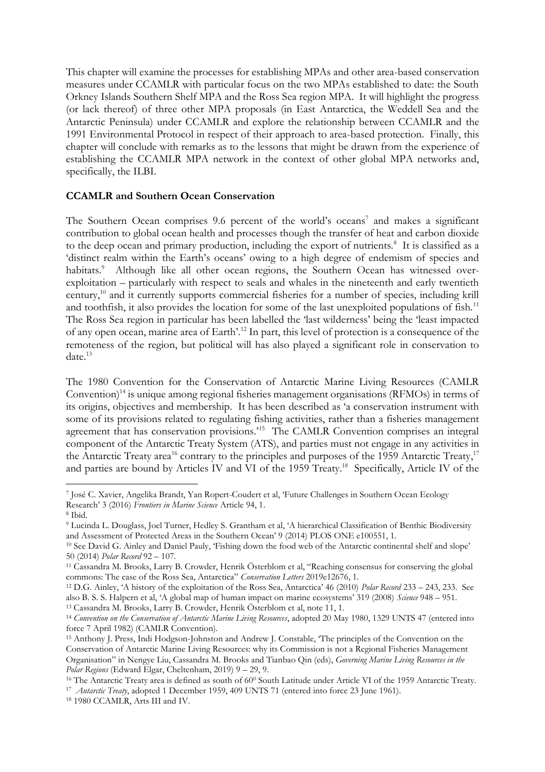This chapter will examine the processes for establishing MPAs and other area-based conservation measures under CCAMLR with particular focus on the two MPAs established to date: the South Orkney Islands Southern Shelf MPA and the Ross Sea region MPA. It will highlight the progress (or lack thereof) of three other MPA proposals (in East Antarctica, the Weddell Sea and the Antarctic Peninsula) under CCAMLR and explore the relationship between CCAMLR and the 1991 Environmental Protocol in respect of their approach to area-based protection. Finally, this chapter will conclude with remarks as to the lessons that might be drawn from the experience of establishing the CCAMLR MPA network in the context of other global MPA networks and, specifically, the ILBI.

**CCAMLR and Southern Ocean Conservation**

The Southern Ocean comprises 9.6 percent of the world's oceans[7] and makes a significant contribution to global ocean health and processes though the transfer of heat and carbon dioxide to the deep ocean and primary production, including the export of nutrients.[8] It is classified as a 'distinct realm within the Earth's oceans' owing to a high degree of endemism of species and habitats.[9] Although like all other ocean regions, the Southern Ocean has witnessed over-exploitation – particularly with respect to seals and whales in the nineteenth and early twentieth century,[10] and it currently supports commercial fisheries for a number of species, including krill and toothfish, it also provides the location for some of the last unexploited populations of fish.[11] The Ross Sea region in particular has been labelled the 'last wilderness' being the 'least impacted of any open ocean, marine area of Earth'.[12] In part, this level of protection is a consequence of the remoteness of the region, but political will has also played a significant role in conservation to date.[13]

The 1980 Convention for the Conservation of Antarctic Marine Living Resources (CAMLR Convention)[14] is unique among regional fisheries management organisations (RFMOs) in terms of its origins, objectives and membership. It has been described as 'a conservation instrument with some of its provisions related to regulating fishing activities, rather than a fisheries management agreement that has conservation provisions.'[15] The CAMLR Convention comprises an integral component of the Antarctic Treaty System (ATS), and parties must not engage in any activities in the Antarctic Treaty area[16] contrary to the principles and purposes of the 1959 Antarctic Treaty,[17] and parties are bound by Articles IV and VI of the 1959 Treaty.[18] Specifically, Article IV of the

---

[7] José C. Xavier, Angelika Brandt, Yan Ropert-Coudert et al, 'Future Challenges in Southern Ocean Ecology Research' 3 (2016) *Frontiers in Marine Science* Article 94, 1.

[8] Ibid.

[9] Lucinda L. Douglass, Joel Turner, Hedley S. Grantham et al, 'A hierarchical Classification of Benthic Biodiversity and Assessment of Protected Areas in the Southern Ocean' 9 (2014) PLOS ONE e100551, 1.

[10] See David G. Ainley and Daniel Pauly, 'Fishing down the food web of the Antarctic continental shelf and slope' 50 (2014) *Polar Record* 92 – 107.

[11] Cassandra M. Brooks, Larry B. Crowder, Henrik Österblom et al, "Reaching consensus for conserving the global commons: The case of the Ross Sea, Antarctica" *Conservation Letters* 2019e12676, 1.

[12] D.G. Ainley, 'A history of the exploitation of the Ross Sea, Antarctica' 46 (2010) *Polar Record* 233 – 243, 233. See also B. S. S. Halpern et al, 'A global map of human impact on marine ecosystems' 319 (2008) *Science* 948 – 951.

[13] Cassandra M. Brooks, Larry B. Crowder, Henrik Österblom et al, note 11, 1.

[14] *Convention on the Conservation of Antarctic Marine Living Resources*, adopted 20 May 1980, 1329 UNTS 47 (entered into force 7 April 1982) (CAMLR Convention).

[15] Anthony J. Press, Indi Hodgson-Johnston and Andrew J. Constable, 'The principles of the Convention on the Conservation of Antarctic Marine Living Resources: why its Commission is not a Regional Fisheries Management Organisation" in Nengye Liu, Cassandra M. Brooks and Tianbao Qin (eds), *Governing Marine Living Resources in the Polar Regions* (Edward Elgar, Cheltenham, 2019) 9 – 29, 9.

[16] The Antarctic Treaty area is defined as south of 60° South Latitude under Article VI of the 1959 Antarctic Treaty.

[17] *Antarctic Treaty*, adopted 1 December 1959, 409 UNTS 71 (entered into force 23 June 1961).

[18] 1980 CCAMLR, Arts III and IV.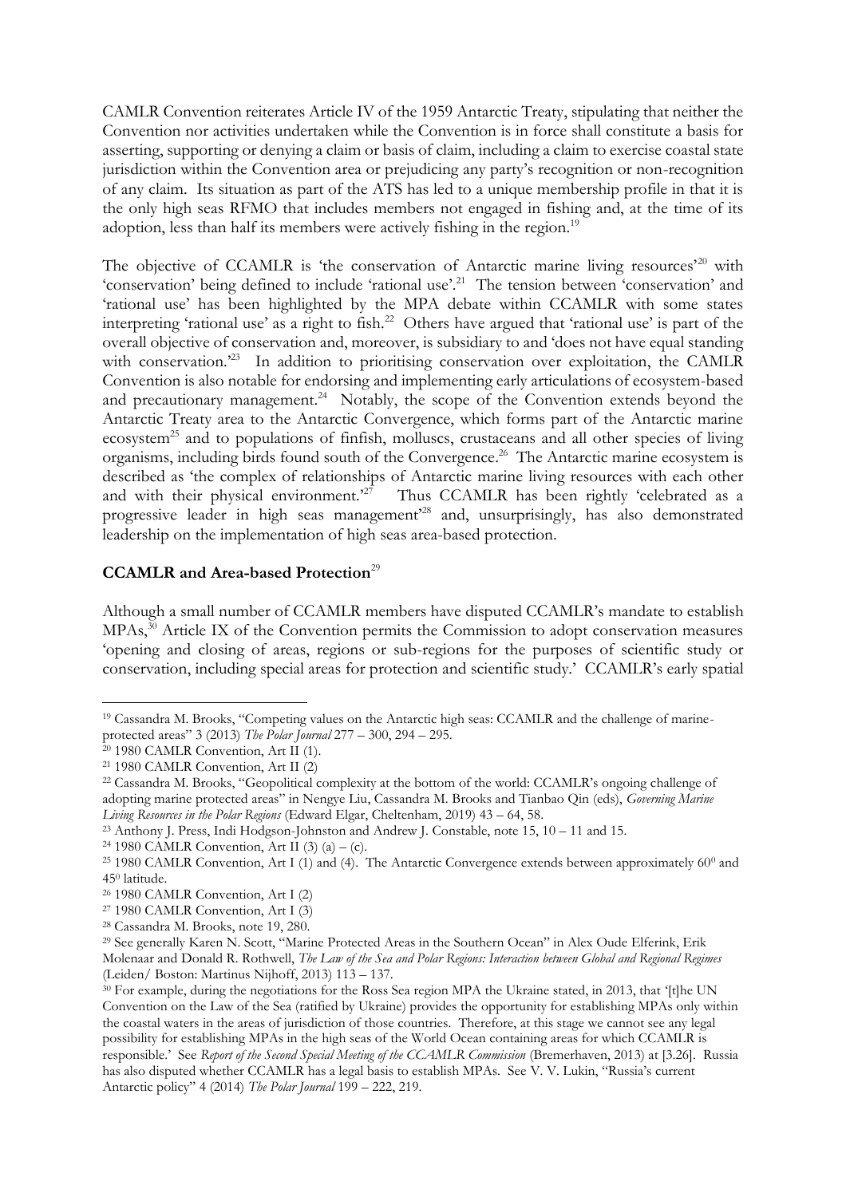CAMLR Convention reiterates Article IV of the 1959 Antarctic Treaty, stipulating that neither the Convention nor activities undertaken while the Convention is in force shall constitute a basis for asserting, supporting or denying a claim or basis of claim, including a claim to exercise coastal state jurisdiction within the Convention area or prejudicing any party's recognition or non-recognition of any claim. Its situation as part of the ATS has led to a unique membership profile in that it is the only high seas RFMO that includes members not engaged in fishing and, at the time of its adoption, less than half its members were actively fishing in the region.[19]

The objective of CCAMLR is 'the conservation of Antarctic marine living resources'[20] with 'conservation' being defined to include 'rational use'.[21] The tension between 'conservation' and 'rational use' has been highlighted by the MPA debate within CCAMLR with some states interpreting 'rational use' as a right to fish.[22] Others have argued that 'rational use' is part of the overall objective of conservation and, moreover, is subsidiary to and 'does not have equal standing with conservation.'[23] In addition to prioritising conservation over exploitation, the CAMLR Convention is also notable for endorsing and implementing early articulations of ecosystem-based and precautionary management.[24] Notably, the scope of the Convention extends beyond the Antarctic Treaty area to the Antarctic Convergence, which forms part of the Antarctic marine ecosystem[25] and to populations of finfish, molluscs, crustaceans and all other species of living organisms, including birds found south of the Convergence.[26] The Antarctic marine ecosystem is described as 'the complex of relationships of Antarctic marine living resources with each other and with their physical environment.'[27] Thus CCAMLR has been rightly 'celebrated as a progressive leader in high seas management'[28] and, unsurprisingly, has also demonstrated leadership on the implementation of high seas area-based protection.

**CCAMLR and Area-based Protection**[29]

Although a small number of CCAMLR members have disputed CCAMLR's mandate to establish MPAs,[30] Article IX of the Convention permits the Commission to adopt conservation measures 'opening and closing of areas, regions or sub-regions for the purposes of scientific study or conservation, including special areas for protection and scientific study.' CCAMLR's early spatial

---

[19] Cassandra M. Brooks, "Competing values on the Antarctic high seas: CCAMLR and the challenge of marine-protected areas" 3 (2013) *The Polar Journal* 277 – 300, 294 – 295.

[20] 1980 CAMLR Convention, Art II (1).

[21] 1980 CAMLR Convention, Art II (2)

[22] Cassandra M. Brooks, "Geopolitical complexity at the bottom of the world: CCAMLR's ongoing challenge of adopting marine protected areas" in Nengye Liu, Cassandra M. Brooks and Tianbao Qin (eds), *Governing Marine Living Resources in the Polar Regions* (Edward Elgar, Cheltenham, 2019) 43 – 64, 58.

[23] Anthony J. Press, Indi Hodgson-Johnston and Andrew J. Constable, note 15, 10 – 11 and 15.

[24] 1980 CAMLR Convention, Art II (3) (a) – (c).

[25] 1980 CAMLR Convention, Art I (1) and (4). The Antarctic Convergence extends between approximately 60$^0$ and 45$^0$ latitude.

[26] 1980 CAMLR Convention, Art I (2)

[27] 1980 CAMLR Convention, Art I (3)

[28] Cassandra M. Brooks, note 19, 280.

[29] See generally Karen N. Scott, "Marine Protected Areas in the Southern Ocean" in Alex Oude Elferink, Erik Molenaar and Donald R. Rothwell, *The Law of the Sea and Polar Regions: Interaction between Global and Regional Regimes* (Leiden/ Boston: Martinus Nijhoff, 2013) 113 – 137.

[30] For example, during the negotiations for the Ross Sea region MPA the Ukraine stated, in 2013, that '[t]he UN Convention on the Law of the Sea (ratified by Ukraine) provides the opportunity for establishing MPAs only within the coastal waters in the areas of jurisdiction of those countries. Therefore, at this stage we cannot see any legal possibility for establishing MPAs in the high seas of the World Ocean containing areas for which CCAMLR is responsible.' See *Report of the Second Special Meeting of the CCAMLR Commission* (Bremerhaven, 2013) at [3.26]. Russia has also disputed whether CCAMLR has a legal basis to establish MPAs. See V. V. Lukin, "Russia's current Antarctic policy" 4 (2014) *The Polar Journal* 199 – 222, 219.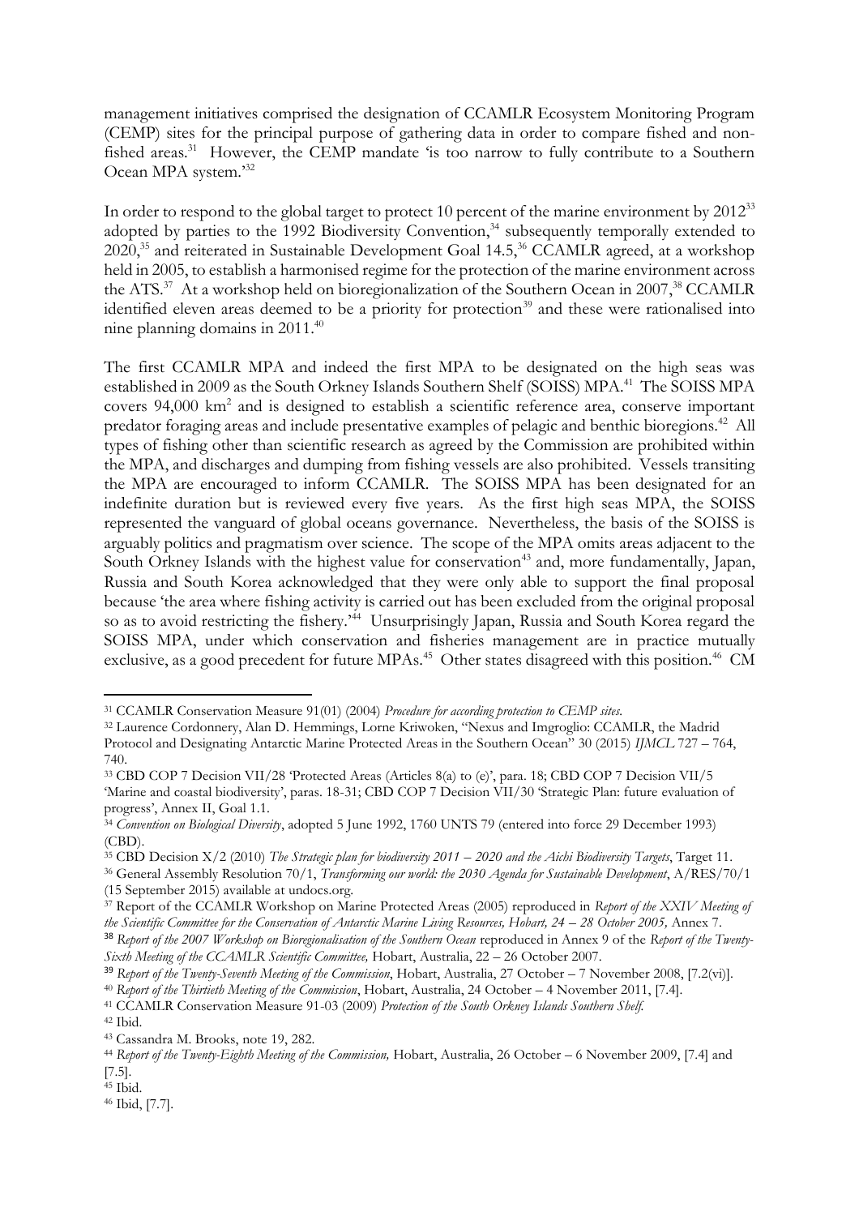management initiatives comprised the designation of CCAMLR Ecosystem Monitoring Program (CEMP) sites for the principal purpose of gathering data in order to compare fished and non-fished areas.[31] However, the CEMP mandate 'is too narrow to fully contribute to a Southern Ocean MPA system.'[32]

In order to respond to the global target to protect 10 percent of the marine environment by 2012[33] adopted by parties to the 1992 Biodiversity Convention,[34] subsequently temporally extended to 2020,[35] and reiterated in Sustainable Development Goal 14.5,[36] CCAMLR agreed, at a workshop held in 2005, to establish a harmonised regime for the protection of the marine environment across the ATS.[37] At a workshop held on bioregionalization of the Southern Ocean in 2007,[38] CCAMLR identified eleven areas deemed to be a priority for protection[39] and these were rationalised into nine planning domains in 2011.[40]

The first CCAMLR MPA and indeed the first MPA to be designated on the high seas was established in 2009 as the South Orkney Islands Southern Shelf (SOISS) MPA.[41] The SOISS MPA covers 94,000 km$^2$ and is designed to establish a scientific reference area, conserve important predator foraging areas and include presentative examples of pelagic and benthic bioregions.[42] All types of fishing other than scientific research as agreed by the Commission are prohibited within the MPA, and discharges and dumping from fishing vessels are also prohibited. Vessels transiting the MPA are encouraged to inform CCAMLR. The SOISS MPA has been designated for an indefinite duration but is reviewed every five years. As the first high seas MPA, the SOISS represented the vanguard of global oceans governance. Nevertheless, the basis of the SOISS is arguably politics and pragmatism over science. The scope of the MPA omits areas adjacent to the South Orkney Islands with the highest value for conservation[43] and, more fundamentally, Japan, Russia and South Korea acknowledged that they were only able to support the final proposal because 'the area where fishing activity is carried out has been excluded from the original proposal so as to avoid restricting the fishery.'[44] Unsurprisingly Japan, Russia and South Korea regard the SOISS MPA, under which conservation and fisheries management are in practice mutually exclusive, as a good precedent for future MPAs.[45] Other states disagreed with this position.[46] CM

---

[31] CCAMLR Conservation Measure 91(01) (2004) *Procedure for according protection to CEMP sites*.

[32] Laurence Cordonnery, Alan D. Hemmings, Lorne Kriwoken, "Nexus and Imgroglio: CCAMLR, the Madrid Protocol and Designating Antarctic Marine Protected Areas in the Southern Ocean" 30 (2015) *IJMCL* 727 – 764, 740.

[33] CBD COP 7 Decision VII/28 'Protected Areas (Articles 8(a) to (e)', para. 18; CBD COP 7 Decision VII/5 'Marine and coastal biodiversity', paras. 18-31; CBD COP 7 Decision VII/30 'Strategic Plan: future evaluation of progress', Annex II, Goal 1.1.

[34] *Convention on Biological Diversity*, adopted 5 June 1992, 1760 UNTS 79 (entered into force 29 December 1993) (CBD).

[35] CBD Decision X/2 (2010) *The Strategic plan for biodiversity 2011 – 2020 and the Aichi Biodiversity Targets*, Target 11.

[36] General Assembly Resolution 70/1, *Transforming our world: the 2030 Agenda for Sustainable Development*, A/RES/70/1 (15 September 2015) available at undocs.org.

[37] Report of the CCAMLR Workshop on Marine Protected Areas (2005) reproduced in *Report of the XXIV Meeting of the Scientific Committee for the Conservation of Antarctic Marine Living Resources, Hobart, 24 – 28 October 2005,* Annex 7.

[38] *Report of the 2007 Workshop on Bioregionalisation of the Southern Ocean* reproduced in Annex 9 of the *Report of the Twenty-Sixth Meeting of the CCAMLR Scientific Committee,* Hobart, Australia, 22 – 26 October 2007.

[39] *Report of the Twenty-Seventh Meeting of the Commission*, Hobart, Australia, 27 October – 7 November 2008, [7.2(vi)].

[40] *Report of the Thirtieth Meeting of the Commission*, Hobart, Australia, 24 October – 4 November 2011, [7.4].

[41] CCAMLR Conservation Measure 91-03 (2009) *Protection of the South Orkney Islands Southern Shelf.*

[42] Ibid.

[43] Cassandra M. Brooks, note 19, 282.

[44] *Report of the Twenty-Eighth Meeting of the Commission,* Hobart, Australia, 26 October – 6 November 2009, [7.4] and [7.5].

[45] Ibid.

[46] Ibid, [7.7].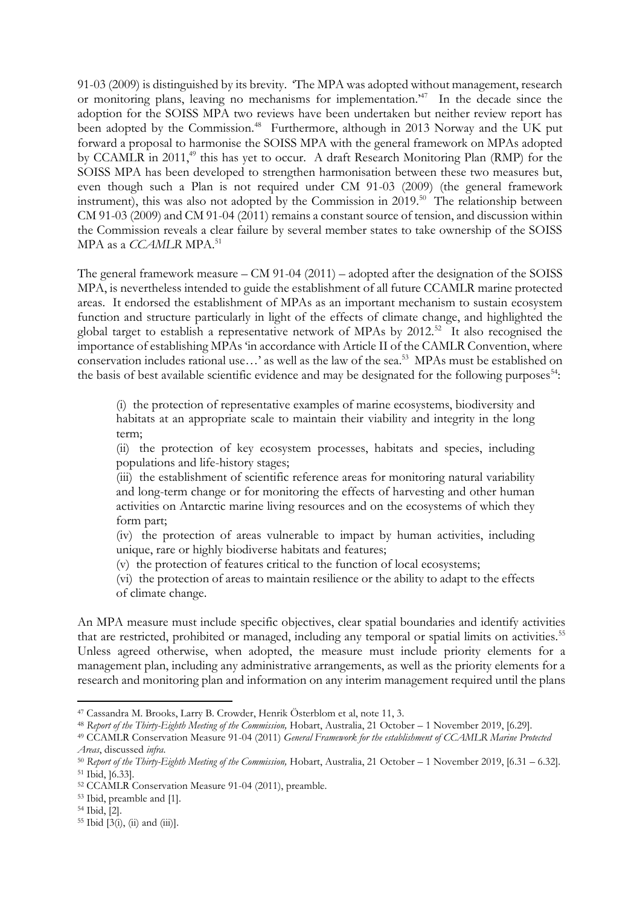91-03 (2009) is distinguished by its brevity. 'The MPA was adopted without management, research or monitoring plans, leaving no mechanisms for implementation.'[47] In the decade since the adoption for the SOISS MPA two reviews have been undertaken but neither review report has been adopted by the Commission.[48] Furthermore, although in 2013 Norway and the UK put forward a proposal to harmonise the SOISS MPA with the general framework on MPAs adopted by CCAMLR in 2011,[49] this has yet to occur. A draft Research Monitoring Plan (RMP) for the SOISS MPA has been developed to strengthen harmonisation between these two measures but, even though such a Plan is not required under CM 91-03 (2009) (the general framework instrument), this was also not adopted by the Commission in 2019.[50] The relationship between CM 91-03 (2009) and CM 91-04 (2011) remains a constant source of tension, and discussion within the Commission reveals a clear failure by several member states to take ownership of the SOISS MPA as a *CCAMLR* MPA.[51]

The general framework measure – CM 91-04 (2011) – adopted after the designation of the SOISS MPA, is nevertheless intended to guide the establishment of all future CCAMLR marine protected areas. It endorsed the establishment of MPAs as an important mechanism to sustain ecosystem function and structure particularly in light of the effects of climate change, and highlighted the global target to establish a representative network of MPAs by 2012.[52] It also recognised the importance of establishing MPAs 'in accordance with Article II of the CAMLR Convention, where conservation includes rational use…' as well as the law of the sea.[53] MPAs must be established on the basis of best available scientific evidence and may be designated for the following purposes[54]:

> (i) the protection of representative examples of marine ecosystems, biodiversity and habitats at an appropriate scale to maintain their viability and integrity in the long term;
>
> (ii) the protection of key ecosystem processes, habitats and species, including populations and life-history stages;
>
> (iii) the establishment of scientific reference areas for monitoring natural variability and long-term change or for monitoring the effects of harvesting and other human activities on Antarctic marine living resources and on the ecosystems of which they form part;
>
> (iv) the protection of areas vulnerable to impact by human activities, including unique, rare or highly biodiverse habitats and features;
>
> (v) the protection of features critical to the function of local ecosystems;
>
> (vi) the protection of areas to maintain resilience or the ability to adapt to the effects of climate change.

An MPA measure must include specific objectives, clear spatial boundaries and identify activities that are restricted, prohibited or managed, including any temporal or spatial limits on activities.[55] Unless agreed otherwise, when adopted, the measure must include priority elements for a management plan, including any administrative arrangements, as well as the priority elements for a research and monitoring plan and information on any interim management required until the plans

---

[47] Cassandra M. Brooks, Larry B. Crowder, Henrik Österblom et al, note 11, 3.

[48] *Report of the Thirty-Eighth Meeting of the Commission,* Hobart, Australia, 21 October – 1 November 2019, [6.29].

[49] CCAMLR Conservation Measure 91-04 (2011) *General Framework for the establishment of CCAMLR Marine Protected Areas*, discussed *infra*.

[50] *Report of the Thirty-Eighth Meeting of the Commission,* Hobart, Australia, 21 October – 1 November 2019, [6.31 – 6.32].

[51] Ibid, ]6.33].

[52] CCAMLR Conservation Measure 91-04 (2011), preamble.

[53] Ibid, preamble and [1].

[54] Ibid, [2].

[55] Ibid [3(i), (ii) and (iii)].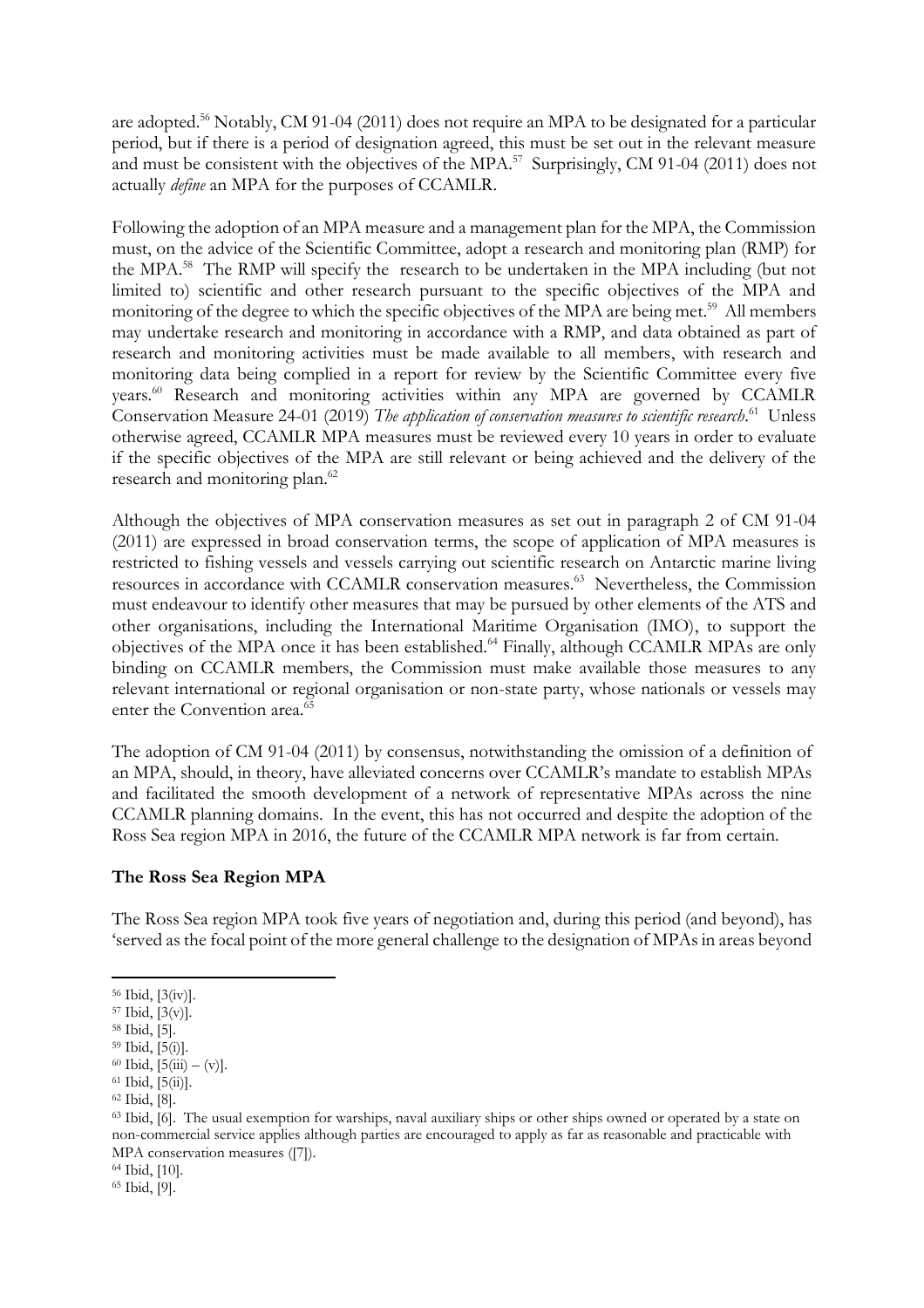are adopted.[56] Notably, CM 91-04 (2011) does not require an MPA to be designated for a particular period, but if there is a period of designation agreed, this must be set out in the relevant measure and must be consistent with the objectives of the MPA.[57] Surprisingly, CM 91-04 (2011) does not actually *define* an MPA for the purposes of CCAMLR.

Following the adoption of an MPA measure and a management plan for the MPA, the Commission must, on the advice of the Scientific Committee, adopt a research and monitoring plan (RMP) for the MPA.[58] The RMP will specify the research to be undertaken in the MPA including (but not limited to) scientific and other research pursuant to the specific objectives of the MPA and monitoring of the degree to which the specific objectives of the MPA are being met.[59] All members may undertake research and monitoring in accordance with a RMP, and data obtained as part of research and monitoring activities must be made available to all members, with research and monitoring data being complied in a report for review by the Scientific Committee every five years.[60] Research and monitoring activities within any MPA are governed by CCAMLR Conservation Measure 24-01 (2019) *The application of conservation measures to scientific research*.[61] Unless otherwise agreed, CCAMLR MPA measures must be reviewed every 10 years in order to evaluate if the specific objectives of the MPA are still relevant or being achieved and the delivery of the research and monitoring plan.[62]

Although the objectives of MPA conservation measures as set out in paragraph 2 of CM 91-04 (2011) are expressed in broad conservation terms, the scope of application of MPA measures is restricted to fishing vessels and vessels carrying out scientific research on Antarctic marine living resources in accordance with CCAMLR conservation measures.[63] Nevertheless, the Commission must endeavour to identify other measures that may be pursued by other elements of the ATS and other organisations, including the International Maritime Organisation (IMO), to support the objectives of the MPA once it has been established.[64] Finally, although CCAMLR MPAs are only binding on CCAMLR members, the Commission must make available those measures to any relevant international or regional organisation or non-state party, whose nationals or vessels may enter the Convention area.[65]

The adoption of CM 91-04 (2011) by consensus, notwithstanding the omission of a definition of an MPA, should, in theory, have alleviated concerns over CCAMLR's mandate to establish MPAs and facilitated the smooth development of a network of representative MPAs across the nine CCAMLR planning domains. In the event, this has not occurred and despite the adoption of the Ross Sea region MPA in 2016, the future of the CCAMLR MPA network is far from certain.

## The Ross Sea Region MPA

The Ross Sea region MPA took five years of negotiation and, during this period (and beyond), has 'served as the focal point of the more general challenge to the designation of MPAs in areas beyond

---

[56] Ibid, [3(iv)].

[57] Ibid, [3(v)].

[58] Ibid, [5].

[59] Ibid, [5(i)].

[60] Ibid, [5(iii) – (v)].

[61] Ibid, [5(ii)].

[62] Ibid, [8].

[63] Ibid, [6]. The usual exemption for warships, naval auxiliary ships or other ships owned or operated by a state on non-commercial service applies although parties are encouraged to apply as far as reasonable and practicable with MPA conservation measures ([7]).

[64] Ibid, [10].

[65] Ibid, [9].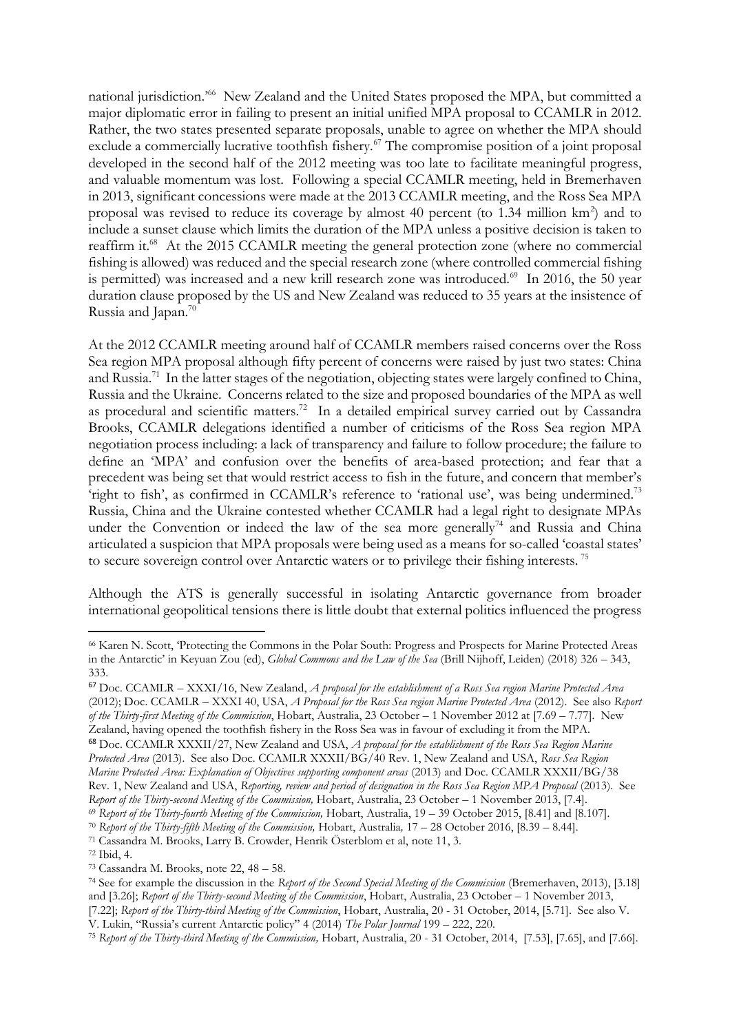national jurisdiction.'[66] New Zealand and the United States proposed the MPA, but committed a major diplomatic error in failing to present an initial unified MPA proposal to CCAMLR in 2012. Rather, the two states presented separate proposals, unable to agree on whether the MPA should exclude a commercially lucrative toothfish fishery.[67] The compromise position of a joint proposal developed in the second half of the 2012 meeting was too late to facilitate meaningful progress, and valuable momentum was lost. Following a special CCAMLR meeting, held in Bremerhaven in 2013, significant concessions were made at the 2013 CCAMLR meeting, and the Ross Sea MPA proposal was revised to reduce its coverage by almost 40 percent (to 1.34 million km$^2$) and to include a sunset clause which limits the duration of the MPA unless a positive decision is taken to reaffirm it.[68] At the 2015 CCAMLR meeting the general protection zone (where no commercial fishing is allowed) was reduced and the special research zone (where controlled commercial fishing is permitted) was increased and a new krill research zone was introduced.[69] In 2016, the 50 year duration clause proposed by the US and New Zealand was reduced to 35 years at the insistence of Russia and Japan.[70]

At the 2012 CCAMLR meeting around half of CCAMLR members raised concerns over the Ross Sea region MPA proposal although fifty percent of concerns were raised by just two states: China and Russia.[71] In the latter stages of the negotiation, objecting states were largely confined to China, Russia and the Ukraine. Concerns related to the size and proposed boundaries of the MPA as well as procedural and scientific matters.[72] In a detailed empirical survey carried out by Cassandra Brooks, CCAMLR delegations identified a number of criticisms of the Ross Sea region MPA negotiation process including: a lack of transparency and failure to follow procedure; the failure to define an 'MPA' and confusion over the benefits of area-based protection; and fear that a precedent was being set that would restrict access to fish in the future, and concern that member's 'right to fish', as confirmed in CCAMLR's reference to 'rational use', was being undermined.[73] Russia, China and the Ukraine contested whether CCAMLR had a legal right to designate MPAs under the Convention or indeed the law of the sea more generally[74] and Russia and China articulated a suspicion that MPA proposals were being used as a means for so-called 'coastal states' to secure sovereign control over Antarctic waters or to privilege their fishing interests.[75]

Although the ATS is generally successful in isolating Antarctic governance from broader international geopolitical tensions there is little doubt that external politics influenced the progress

---

[66] Karen N. Scott, 'Protecting the Commons in the Polar South: Progress and Prospects for Marine Protected Areas in the Antarctic' in Keyuan Zou (ed), *Global Commons and the Law of the Sea* (Brill Nijhoff, Leiden) (2018) 326 – 343, 333.

[67] Doc. CCAMLR – XXXI/16, New Zealand, *A proposal for the establishment of a Ross Sea region Marine Protected Area* (2012); Doc. CCAMLR – XXXI 40, USA, *A Proposal for the Ross Sea region Marine Protected Area* (2012). See also *Report of the Thirty-first Meeting of the Commission*, Hobart, Australia, 23 October – 1 November 2012 at [7.69 – 7.77]. New Zealand, having opened the toothfish fishery in the Ross Sea was in favour of excluding it from the MPA.

[68] Doc. CCAMLR XXXII/27, New Zealand and USA, *A proposal for the establishment of the Ross Sea Region Marine Protected Area* (2013). See also Doc. CCAMLR XXXII/BG/40 Rev. 1, New Zealand and USA, *Ross Sea Region Marine Protected Area: Explanation of Objectives supporting component areas* (2013) and Doc. CCAMLR XXXII/BG/38 Rev. 1, New Zealand and USA, *Reporting, review and period of designation in the Ross Sea Region MPA Proposal* (2013). See *Report of the Thirty-second Meeting of the Commission,* Hobart, Australia, 23 October – 1 November 2013, [7.4].

[69] *Report of the Thirty-fourth Meeting of the Commission,* Hobart, Australia, 19 – 39 October 2015, [8.41] and [8.107].

[70] *Report of the Thirty-fifth Meeting of the Commission,* Hobart, Australia*,* 17 – 28 October 2016, [8.39 – 8.44].

[71] Cassandra M. Brooks, Larry B. Crowder, Henrik Österblom et al, note 11, 3.

[72] Ibid, 4.

[73] Cassandra M. Brooks, note 22, 48 – 58.

[74] See for example the discussion in the *Report of the Second Special Meeting of the Commission* (Bremerhaven, 2013), [3.18] and [3.26]; *Report of the Thirty-second Meeting of the Commission*, Hobart, Australia, 23 October – 1 November 2013, [7.22]; *Report of the Thirty-third Meeting of the Commission*, Hobart, Australia, 20 - 31 October, 2014, [5.71]. See also V. V. Lukin, "Russia's current Antarctic policy" 4 (2014) *The Polar Journal* 199 – 222, 220.

[75] *Report of the Thirty-third Meeting of the Commission,* Hobart, Australia, 20 - 31 October, 2014, [7.53], [7.65], and [7.66].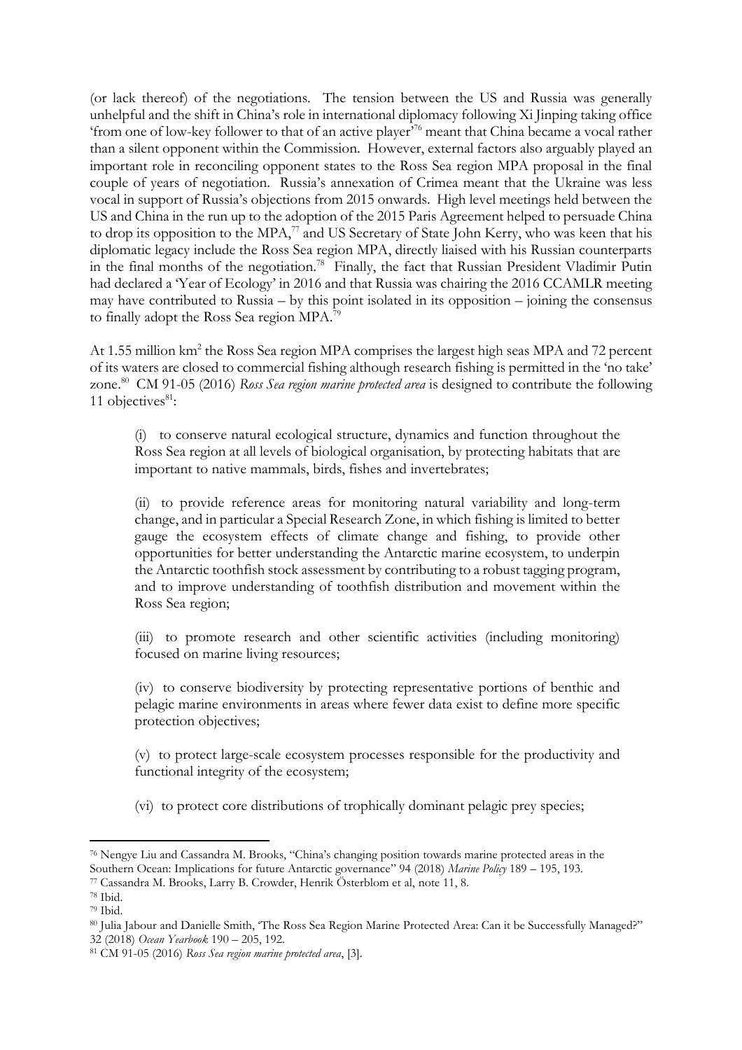(or lack thereof) of the negotiations. The tension between the US and Russia was generally unhelpful and the shift in China's role in international diplomacy following Xi Jinping taking office 'from one of low-key follower to that of an active player'[76] meant that China became a vocal rather than a silent opponent within the Commission. However, external factors also arguably played an important role in reconciling opponent states to the Ross Sea region MPA proposal in the final couple of years of negotiation. Russia's annexation of Crimea meant that the Ukraine was less vocal in support of Russia's objections from 2015 onwards. High level meetings held between the US and China in the run up to the adoption of the 2015 Paris Agreement helped to persuade China to drop its opposition to the MPA,[77] and US Secretary of State John Kerry, who was keen that his diplomatic legacy include the Ross Sea region MPA, directly liaised with his Russian counterparts in the final months of the negotiation.[78] Finally, the fact that Russian President Vladimir Putin had declared a 'Year of Ecology' in 2016 and that Russia was chairing the 2016 CCAMLR meeting may have contributed to Russia – by this point isolated in its opposition – joining the consensus to finally adopt the Ross Sea region MPA.[79]

At 1.55 million km$^2$ the Ross Sea region MPA comprises the largest high seas MPA and 72 percent of its waters are closed to commercial fishing although research fishing is permitted in the 'no take' zone.[80] CM 91-05 (2016) *Ross Sea region marine protected area* is designed to contribute the following 11 objectives[81]:

> (i) to conserve natural ecological structure, dynamics and function throughout the Ross Sea region at all levels of biological organisation, by protecting habitats that are important to native mammals, birds, fishes and invertebrates;
>
> (ii) to provide reference areas for monitoring natural variability and long-term change, and in particular a Special Research Zone, in which fishing is limited to better gauge the ecosystem effects of climate change and fishing, to provide other opportunities for better understanding the Antarctic marine ecosystem, to underpin the Antarctic toothfish stock assessment by contributing to a robust tagging program, and to improve understanding of toothfish distribution and movement within the Ross Sea region;
>
> (iii) to promote research and other scientific activities (including monitoring) focused on marine living resources;
>
> (iv) to conserve biodiversity by protecting representative portions of benthic and pelagic marine environments in areas where fewer data exist to define more specific protection objectives;
>
> (v) to protect large-scale ecosystem processes responsible for the productivity and functional integrity of the ecosystem;
>
> (vi) to protect core distributions of trophically dominant pelagic prey species;

---

[76] Nengye Liu and Cassandra M. Brooks, "China's changing position towards marine protected areas in the Southern Ocean: Implications for future Antarctic governance" 94 (2018) *Marine Policy* 189 – 195, 193.

[77] Cassandra M. Brooks, Larry B. Crowder, Henrik Österblom et al, note 11, 8.

[78] Ibid.

[79] Ibid.

[80] Julia Jabour and Danielle Smith, 'The Ross Sea Region Marine Protected Area: Can it be Successfully Managed?" 32 (2018) *Ocean Yearbook* 190 – 205, 192.

[81] CM 91-05 (2016) *Ross Sea region marine protected area*, [3].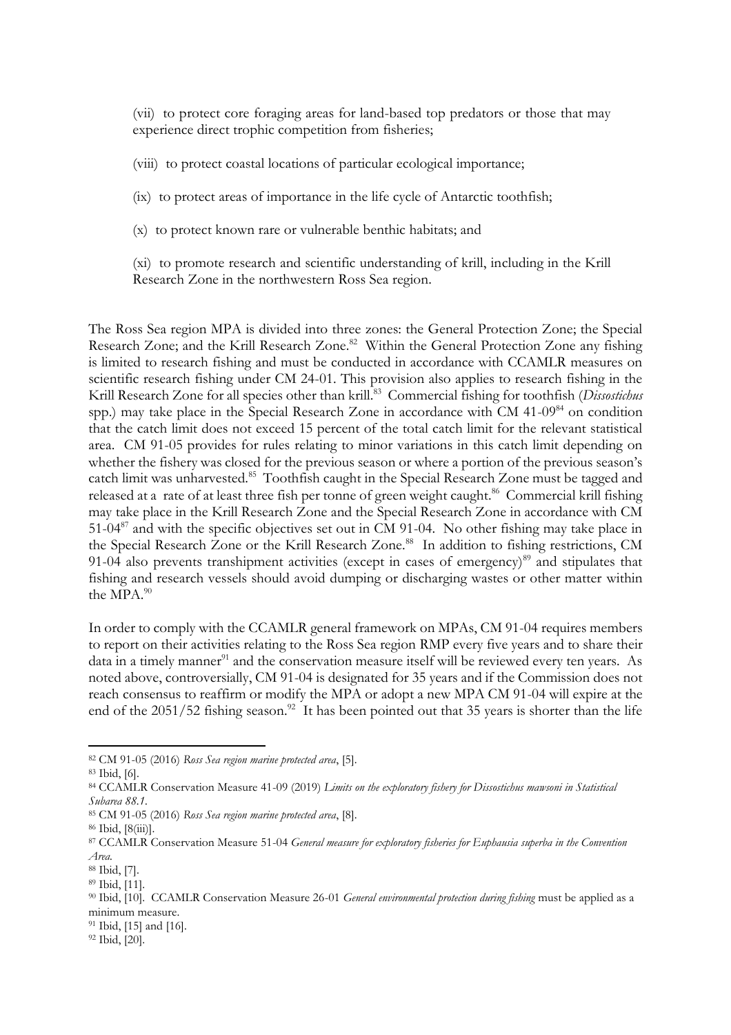(vii) to protect core foraging areas for land-based top predators or those that may experience direct trophic competition from fisheries;

(viii) to protect coastal locations of particular ecological importance;

(ix) to protect areas of importance in the life cycle of Antarctic toothfish;

(x) to protect known rare or vulnerable benthic habitats; and

(xi) to promote research and scientific understanding of krill, including in the Krill Research Zone in the northwestern Ross Sea region.

The Ross Sea region MPA is divided into three zones: the General Protection Zone; the Special Research Zone; and the Krill Research Zone.[82] Within the General Protection Zone any fishing is limited to research fishing and must be conducted in accordance with CCAMLR measures on scientific research fishing under CM 24-01. This provision also applies to research fishing in the Krill Research Zone for all species other than krill.[83] Commercial fishing for toothfish (*Dissostichus* spp.) may take place in the Special Research Zone in accordance with CM 41-09[84] on condition that the catch limit does not exceed 15 percent of the total catch limit for the relevant statistical area. CM 91-05 provides for rules relating to minor variations in this catch limit depending on whether the fishery was closed for the previous season or where a portion of the previous season's catch limit was unharvested.[85] Toothfish caught in the Special Research Zone must be tagged and released at a rate of at least three fish per tonne of green weight caught.[86] Commercial krill fishing may take place in the Krill Research Zone and the Special Research Zone in accordance with CM 51-04[87] and with the specific objectives set out in CM 91-04. No other fishing may take place in the Special Research Zone or the Krill Research Zone.[88] In addition to fishing restrictions, CM 91-04 also prevents transhipment activities (except in cases of emergency)[89] and stipulates that fishing and research vessels should avoid dumping or discharging wastes or other matter within the MPA.[90]

In order to comply with the CCAMLR general framework on MPAs, CM 91-04 requires members to report on their activities relating to the Ross Sea region RMP every five years and to share their data in a timely manner[91] and the conservation measure itself will be reviewed every ten years. As noted above, controversially, CM 91-04 is designated for 35 years and if the Commission does not reach consensus to reaffirm or modify the MPA or adopt a new MPA CM 91-04 will expire at the end of the 2051/52 fishing season.[92] It has been pointed out that 35 years is shorter than the life

---

[82] CM 91-05 (2016) *Ross Sea region marine protected area*, [5].

[83] Ibid, [6].

[84] CCAMLR Conservation Measure 41-09 (2019) *Limits on the exploratory fishery for Dissostichus mawsoni in Statistical Subarea 88.1*.

[85] CM 91-05 (2016) *Ross Sea region marine protected area*, [8].

[86] Ibid, [8(iii)].

[87] CCAMLR Conservation Measure 51-04 *General measure for exploratory fisheries for Euphausia superba in the Convention Area.*

[88] Ibid, [7].

[89] Ibid, [11].

[90] Ibid, [10]. CCAMLR Conservation Measure 26-01 *General environmental protection during fishing* must be applied as a minimum measure.

[91] Ibid, [15] and [16].

[92] Ibid, [20].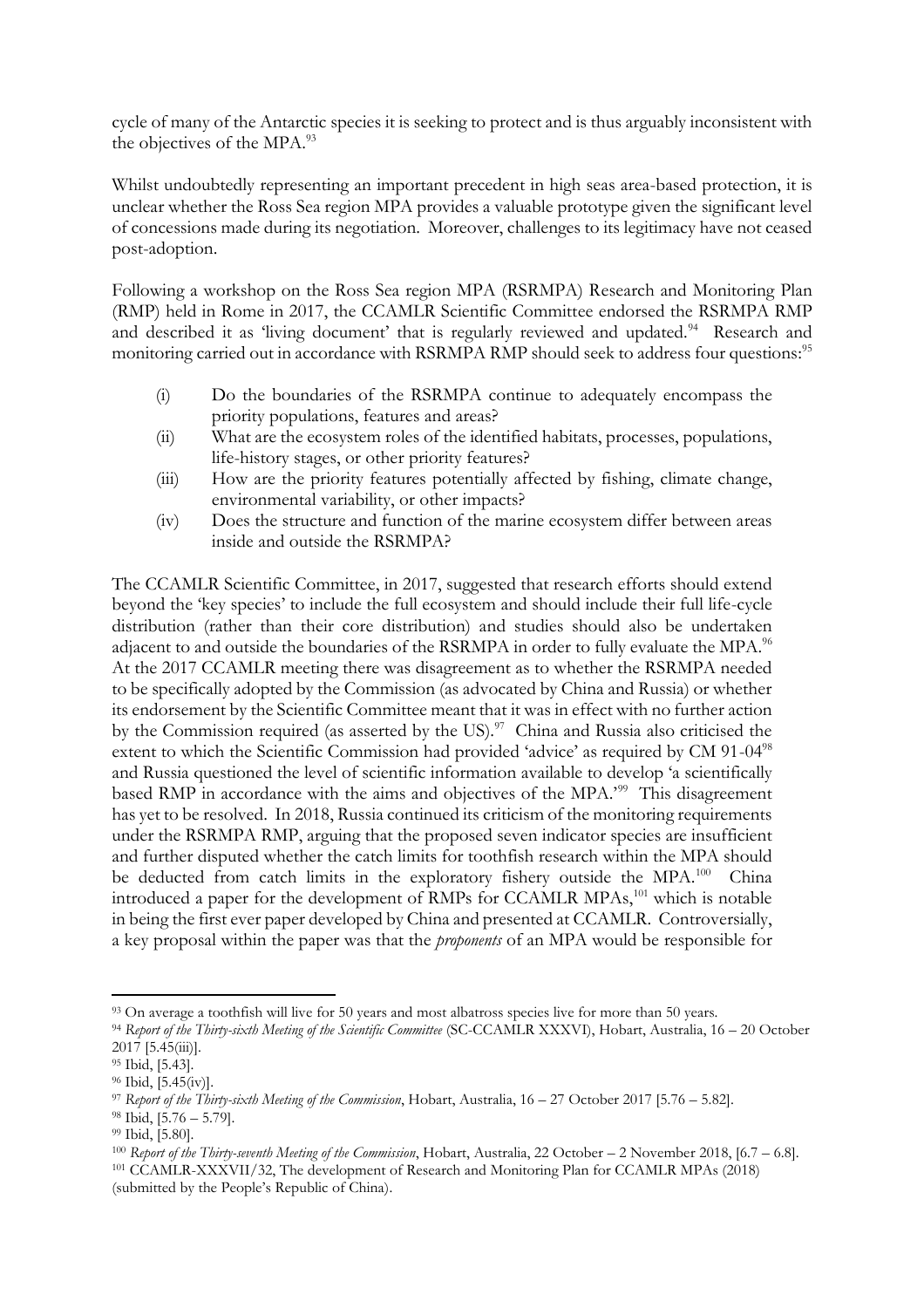cycle of many of the Antarctic species it is seeking to protect and is thus arguably inconsistent with the objectives of the MPA.[93]

Whilst undoubtedly representing an important precedent in high seas area-based protection, it is unclear whether the Ross Sea region MPA provides a valuable prototype given the significant level of concessions made during its negotiation. Moreover, challenges to its legitimacy have not ceased post-adoption.

Following a workshop on the Ross Sea region MPA (RSRMPA) Research and Monitoring Plan (RMP) held in Rome in 2017, the CCAMLR Scientific Committee endorsed the RSRMPA RMP and described it as 'living document' that is regularly reviewed and updated.[94] Research and monitoring carried out in accordance with RSRMPA RMP should seek to address four questions:[95]

- (i) Do the boundaries of the RSRMPA continue to adequately encompass the priority populations, features and areas?
- (ii) What are the ecosystem roles of the identified habitats, processes, populations, life-history stages, or other priority features?
- (iii) How are the priority features potentially affected by fishing, climate change, environmental variability, or other impacts?
- (iv) Does the structure and function of the marine ecosystem differ between areas inside and outside the RSRMPA?

The CCAMLR Scientific Committee, in 2017, suggested that research efforts should extend beyond the 'key species' to include the full ecosystem and should include their full life-cycle distribution (rather than their core distribution) and studies should also be undertaken adjacent to and outside the boundaries of the RSRMPA in order to fully evaluate the MPA.[96] At the 2017 CCAMLR meeting there was disagreement as to whether the RSRMPA needed to be specifically adopted by the Commission (as advocated by China and Russia) or whether its endorsement by the Scientific Committee meant that it was in effect with no further action by the Commission required (as asserted by the US).[97] China and Russia also criticised the extent to which the Scientific Commission had provided 'advice' as required by CM 91-04[98] and Russia questioned the level of scientific information available to develop 'a scientifically based RMP in accordance with the aims and objectives of the MPA.'[99] This disagreement has yet to be resolved. In 2018, Russia continued its criticism of the monitoring requirements under the RSRMPA RMP, arguing that the proposed seven indicator species are insufficient and further disputed whether the catch limits for toothfish research within the MPA should be deducted from catch limits in the exploratory fishery outside the MPA.[100] China introduced a paper for the development of RMPs for CCAMLR MPAs,[101] which is notable in being the first ever paper developed by China and presented at CCAMLR. Controversially, a key proposal within the paper was that the *proponents* of an MPA would be responsible for

---

[93] On average a toothfish will live for 50 years and most albatross species live for more than 50 years.

[94] *Report of the Thirty-sixth Meeting of the Scientific Committee* (SC-CCAMLR XXXVI), Hobart, Australia, 16 – 20 October 2017 [5.45(iii)].

[95] Ibid, [5.43].

[96] Ibid, [5.45(iv)].

[97] *Report of the Thirty-sixth Meeting of the Commission*, Hobart, Australia, 16 – 27 October 2017 [5.76 – 5.82].

[98] Ibid, [5.76 – 5.79].

[99] Ibid, [5.80].

[100] *Report of the Thirty-seventh Meeting of the Commission*, Hobart, Australia, 22 October – 2 November 2018, [6.7 – 6.8].

[101] CCAMLR-XXXVII/32, The development of Research and Monitoring Plan for CCAMLR MPAs (2018) (submitted by the People's Republic of China).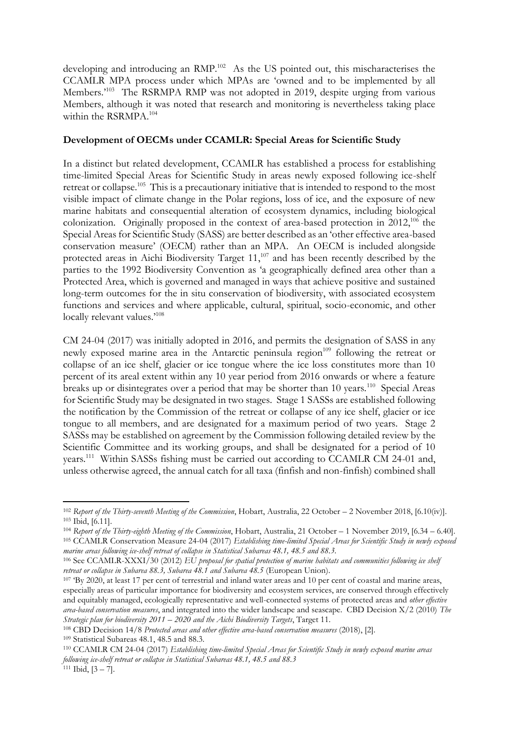developing and introducing an RMP.[102] As the US pointed out, this mischaracterises the CCAMLR MPA process under which MPAs are 'owned and to be implemented by all Members.'[103] The RSRMPA RMP was not adopted in 2019, despite urging from various Members, although it was noted that research and monitoring is nevertheless taking place within the RSRMPA.[104]

**Development of OECMs under CCAMLR: Special Areas for Scientific Study**

In a distinct but related development, CCAMLR has established a process for establishing time-limited Special Areas for Scientific Study in areas newly exposed following ice-shelf retreat or collapse.[105] This is a precautionary initiative that is intended to respond to the most visible impact of climate change in the Polar regions, loss of ice, and the exposure of new marine habitats and consequential alteration of ecosystem dynamics, including biological colonization. Originally proposed in the context of area-based protection in 2012,[106] the Special Areas for Scientific Study (SASS) are better described as an 'other effective area-based conservation measure' (OECM) rather than an MPA. An OECM is included alongside protected areas in Aichi Biodiversity Target 11,[107] and has been recently described by the parties to the 1992 Biodiversity Convention as 'a geographically defined area other than a Protected Area, which is governed and managed in ways that achieve positive and sustained long-term outcomes for the in situ conservation of biodiversity, with associated ecosystem functions and services and where applicable, cultural, spiritual, socio-economic, and other locally relevant values.'[108]

CM 24-04 (2017) was initially adopted in 2016, and permits the designation of SASS in any newly exposed marine area in the Antarctic peninsula region[109] following the retreat or collapse of an ice shelf, glacier or ice tongue where the ice loss constitutes more than 10 percent of its areal extent within any 10 year period from 2016 onwards or where a feature breaks up or disintegrates over a period that may be shorter than 10 years.[110] Special Areas for Scientific Study may be designated in two stages. Stage 1 SASSs are established following the notification by the Commission of the retreat or collapse of any ice shelf, glacier or ice tongue to all members, and are designated for a maximum period of two years. Stage 2 SASSs may be established on agreement by the Commission following detailed review by the Scientific Committee and its working groups, and shall be designated for a period of 10 years.[111] Within SASSs fishing must be carried out according to CCAMLR CM 24-01 and, unless otherwise agreed, the annual catch for all taxa (finfish and non-finfish) combined shall

---

[102] *Report of the Thirty-seventh Meeting of the Commission*, Hobart, Australia, 22 October – 2 November 2018, [6.10(iv)].

[103] Ibid, [6.11].

[104] *Report of the Thirty-eighth Meeting of the Commission*, Hobart, Australia, 21 October – 1 November 2019, [6.34 – 6.40].

[105] CCAMLR Conservation Measure 24-04 (2017) *Establishing time-limited Special Areas for Scientific Study in newly exposed marine areas following ice-shelf retreat of collapse in Statistical Subareas 48.1, 48.5 and 88.3.*

[106] See CCAMLR-XXXI/30 (2012) *EU proposal for spatial protection of marine habitats and communities following ice shelf retreat or collapse in Subarea 88.3, Subarea 48.1 and Subarea 48.5* (European Union).

[107] 'By 2020, at least 17 per cent of terrestrial and inland water areas and 10 per cent of coastal and marine areas, especially areas of particular importance for biodiversity and ecosystem services, are conserved through effectively and equitably managed, ecologically representative and well-connected systems of protected areas and *other effective area-based conservation measures*, and integrated into the wider landscape and seascape. CBD Decision X/2 (2010) *The Strategic plan for biodiversity 2011 – 2020 and the Aichi Biodiversity Targets*, Target 11.

[108] CBD Decision 14/8 *Protected areas and other effective area-based conservation measures* (2018), [2].

[109] Statistical Subareas 48.1, 48.5 and 88.3.

[110] CCAMLR CM 24-04 (2017) *Establishing time-limited Special Areas for Scientific Study in newly exposed marine areas following ice-shelf retreat or collapse in Statistical Subareas 48.1, 48.5 and 88.3*

[111] Ibid, [3 – 7].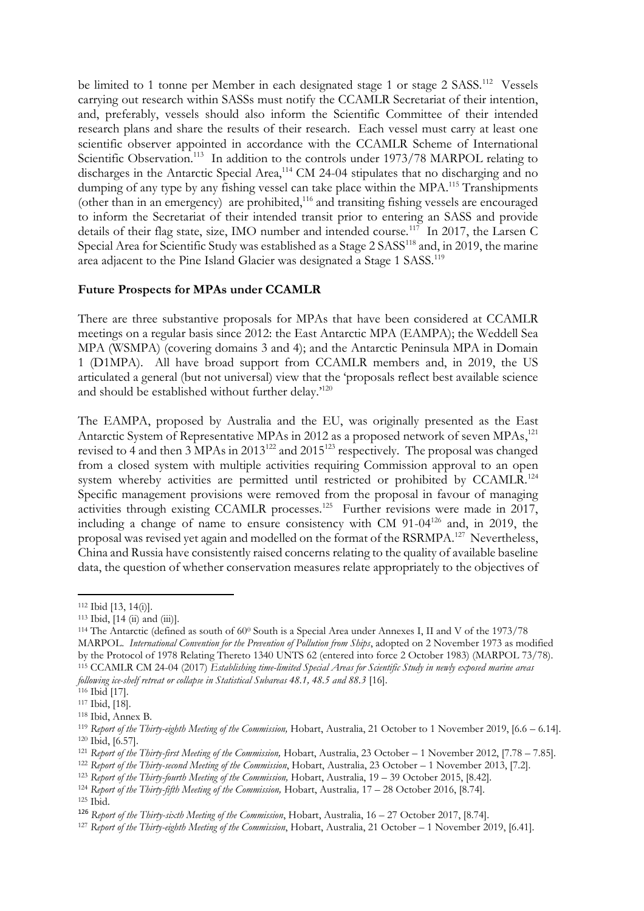be limited to 1 tonne per Member in each designated stage 1 or stage 2 SASS.[112] Vessels carrying out research within SASSs must notify the CCAMLR Secretariat of their intention, and, preferably, vessels should also inform the Scientific Committee of their intended research plans and share the results of their research. Each vessel must carry at least one scientific observer appointed in accordance with the CCAMLR Scheme of International Scientific Observation.[113] In addition to the controls under 1973/78 MARPOL relating to discharges in the Antarctic Special Area,[114] CM 24-04 stipulates that no discharging and no dumping of any type by any fishing vessel can take place within the MPA.[115] Transhipments (other than in an emergency) are prohibited,[116] and transiting fishing vessels are encouraged to inform the Secretariat of their intended transit prior to entering an SASS and provide details of their flag state, size, IMO number and intended course.[117] In 2017, the Larsen C Special Area for Scientific Study was established as a Stage 2 SASS[118] and, in 2019, the marine area adjacent to the Pine Island Glacier was designated a Stage 1 SASS.[119]

**Future Prospects for MPAs under CCAMLR**

There are three substantive proposals for MPAs that have been considered at CCAMLR meetings on a regular basis since 2012: the East Antarctic MPA (EAMPA); the Weddell Sea MPA (WSMPA) (covering domains 3 and 4); and the Antarctic Peninsula MPA in Domain 1 (D1MPA). All have broad support from CCAMLR members and, in 2019, the US articulated a general (but not universal) view that the 'proposals reflect best available science and should be established without further delay.'[120]

The EAMPA, proposed by Australia and the EU, was originally presented as the East Antarctic System of Representative MPAs in 2012 as a proposed network of seven MPAs,[121] revised to 4 and then 3 MPAs in 2013[122] and 2015[123] respectively. The proposal was changed from a closed system with multiple activities requiring Commission approval to an open system whereby activities are permitted until restricted or prohibited by CCAMLR.[124] Specific management provisions were removed from the proposal in favour of managing activities through existing CCAMLR processes.[125] Further revisions were made in 2017, including a change of name to ensure consistency with CM 91-04[126] and, in 2019, the proposal was revised yet again and modelled on the format of the RSRMPA.[127] Nevertheless, China and Russia have consistently raised concerns relating to the quality of available baseline data, the question of whether conservation measures relate appropriately to the objectives of

---

[112] Ibid [13, 14(i)].

[113] Ibid, [14 (ii) and (iii)].

[114] The Antarctic (defined as south of 60$^0$ South is a Special Area under Annexes I, II and V of the 1973/78 MARPOL. *International Convention for the Prevention of Pollution from Ships*, adopted on 2 November 1973 as modified by the Protocol of 1978 Relating Thereto 1340 UNTS 62 (entered into force 2 October 1983) (MARPOL 73/78).

[115] CCAMLR CM 24-04 (2017) *Establishing time-limited Special Areas for Scientific Study in newly exposed marine areas following ice-shelf retreat or collapse in Statistical Subareas 48.1, 48.5 and 88.3* [16].

[116] Ibid [17].

[117] Ibid, [18].

[118] Ibid, Annex B.

[119] *Report of the Thirty-eighth Meeting of the Commission,* Hobart, Australia, 21 October to 1 November 2019, [6.6 – 6.14].

[120] Ibid, [6.57].

[121] *Report of the Thirty-first Meeting of the Commission,* Hobart, Australia, 23 October – 1 November 2012, [7.78 – 7.85].

[122] *Report of the Thirty-second Meeting of the Commission*, Hobart, Australia, 23 October – 1 November 2013, [7.2].

[123] *Report of the Thirty-fourth Meeting of the Commission,* Hobart, Australia, 19 – 39 October 2015, [8.42].

[124] *Report of the Thirty-fifth Meeting of the Commission,* Hobart, Australia*,* 17 – 28 October 2016, [8.74].

[125] Ibid.

[126] *Report of the Thirty-sixth Meeting of the Commission*, Hobart, Australia, 16 – 27 October 2017, [8.74].

[127] *Report of the Thirty-eighth Meeting of the Commission*, Hobart, Australia, 21 October – 1 November 2019, [6.41].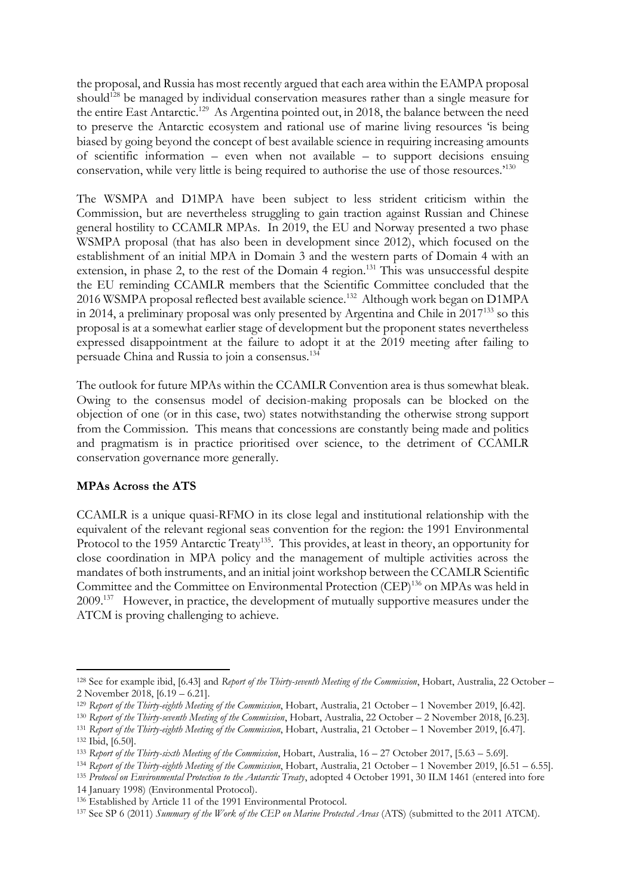the proposal, and Russia has most recently argued that each area within the EAMPA proposal should[128] be managed by individual conservation measures rather than a single measure for the entire East Antarctic.[129] As Argentina pointed out, in 2018, the balance between the need to preserve the Antarctic ecosystem and rational use of marine living resources 'is being biased by going beyond the concept of best available science in requiring increasing amounts of scientific information – even when not available – to support decisions ensuing conservation, while very little is being required to authorise the use of those resources.'[130]

The WSMPA and D1MPA have been subject to less strident criticism within the Commission, but are nevertheless struggling to gain traction against Russian and Chinese general hostility to CCAMLR MPAs. In 2019, the EU and Norway presented a two phase WSMPA proposal (that has also been in development since 2012), which focused on the establishment of an initial MPA in Domain 3 and the western parts of Domain 4 with an extension, in phase 2, to the rest of the Domain 4 region.[131] This was unsuccessful despite the EU reminding CCAMLR members that the Scientific Committee concluded that the 2016 WSMPA proposal reflected best available science.[132] Although work began on D1MPA in 2014, a preliminary proposal was only presented by Argentina and Chile in 2017[133] so this proposal is at a somewhat earlier stage of development but the proponent states nevertheless expressed disappointment at the failure to adopt it at the 2019 meeting after failing to persuade China and Russia to join a consensus.[134]

The outlook for future MPAs within the CCAMLR Convention area is thus somewhat bleak. Owing to the consensus model of decision-making proposals can be blocked on the objection of one (or in this case, two) states notwithstanding the otherwise strong support from the Commission. This means that concessions are constantly being made and politics and pragmatism is in practice prioritised over science, to the detriment of CCAMLR conservation governance more generally.

**MPAs Across the ATS**

CCAMLR is a unique quasi-RFMO in its close legal and institutional relationship with the equivalent of the relevant regional seas convention for the region: the 1991 Environmental Protocol to the 1959 Antarctic Treaty[135]. This provides, at least in theory, an opportunity for close coordination in MPA policy and the management of multiple activities across the mandates of both instruments, and an initial joint workshop between the CCAMLR Scientific Committee and the Committee on Environmental Protection (CEP)[136] on MPAs was held in 2009.[137] However, in practice, the development of mutually supportive measures under the ATCM is proving challenging to achieve.

---

[128] See for example ibid, [6.43] and *Report of the Thirty-seventh Meeting of the Commission*, Hobart, Australia, 22 October – 2 November 2018, [6.19 – 6.21].

[129] *Report of the Thirty-eighth Meeting of the Commission*, Hobart, Australia, 21 October – 1 November 2019, [6.42].

[130] *Report of the Thirty-seventh Meeting of the Commission*, Hobart, Australia, 22 October – 2 November 2018, [6.23].

[131] *Report of the Thirty-eighth Meeting of the Commission*, Hobart, Australia, 21 October – 1 November 2019, [6.47].

[132] Ibid, [6.50].

[133] *Report of the Thirty-sixth Meeting of the Commission*, Hobart, Australia, 16 – 27 October 2017, [5.63 – 5.69].

[134] *Report of the Thirty-eighth Meeting of the Commission*, Hobart, Australia, 21 October – 1 November 2019, [6.51 – 6.55].

[135] *Protocol on Environmental Protection to the Antarctic Treaty*, adopted 4 October 1991, 30 ILM 1461 (entered into fore 14 January 1998) (Environmental Protocol).

[136] Established by Article 11 of the 1991 Environmental Protocol.

[137] See SP 6 (2011) *Summary of the Work of the CEP on Marine Protected Areas* (ATS) (submitted to the 2011 ATCM).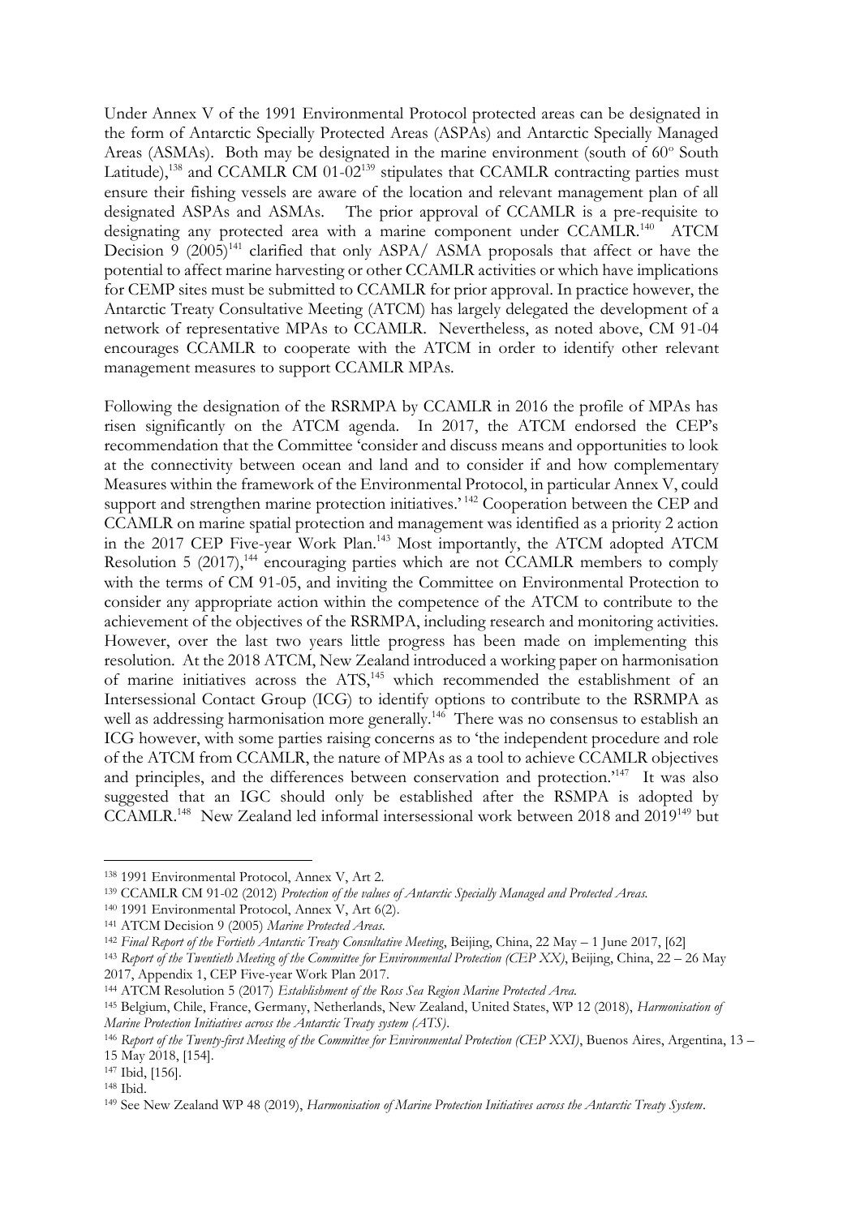Under Annex V of the 1991 Environmental Protocol protected areas can be designated in the form of Antarctic Specially Protected Areas (ASPAs) and Antarctic Specially Managed Areas (ASMAs). Both may be designated in the marine environment (south of 60° South Latitude),[138] and CCAMLR CM 01-02[139] stipulates that CCAMLR contracting parties must ensure their fishing vessels are aware of the location and relevant management plan of all designated ASPAs and ASMAs. The prior approval of CCAMLR is a pre-requisite to designating any protected area with a marine component under CCAMLR.[140] ATCM Decision 9 (2005)[141] clarified that only ASPA/ ASMA proposals that affect or have the potential to affect marine harvesting or other CCAMLR activities or which have implications for CEMP sites must be submitted to CCAMLR for prior approval. In practice however, the Antarctic Treaty Consultative Meeting (ATCM) has largely delegated the development of a network of representative MPAs to CCAMLR. Nevertheless, as noted above, CM 91-04 encourages CCAMLR to cooperate with the ATCM in order to identify other relevant management measures to support CCAMLR MPAs.

Following the designation of the RSRMPA by CCAMLR in 2016 the profile of MPAs has risen significantly on the ATCM agenda. In 2017, the ATCM endorsed the CEP's recommendation that the Committee 'consider and discuss means and opportunities to look at the connectivity between ocean and land and to consider if and how complementary Measures within the framework of the Environmental Protocol, in particular Annex V, could support and strengthen marine protection initiatives.'[142] Cooperation between the CEP and CCAMLR on marine spatial protection and management was identified as a priority 2 action in the 2017 CEP Five-year Work Plan.[143] Most importantly, the ATCM adopted ATCM Resolution 5 (2017),[144] encouraging parties which are not CCAMLR members to comply with the terms of CM 91-05, and inviting the Committee on Environmental Protection to consider any appropriate action within the competence of the ATCM to contribute to the achievement of the objectives of the RSRMPA, including research and monitoring activities. However, over the last two years little progress has been made on implementing this resolution. At the 2018 ATCM, New Zealand introduced a working paper on harmonisation of marine initiatives across the ATS,[145] which recommended the establishment of an Intersessional Contact Group (ICG) to identify options to contribute to the RSRMPA as well as addressing harmonisation more generally.[146] There was no consensus to establish an ICG however, with some parties raising concerns as to 'the independent procedure and role of the ATCM from CCAMLR, the nature of MPAs as a tool to achieve CCAMLR objectives and principles, and the differences between conservation and protection.'[147] It was also suggested that an IGC should only be established after the RSMPA is adopted by CCAMLR.[148] New Zealand led informal intersessional work between 2018 and 2019[149] but

---

[138] 1991 Environmental Protocol, Annex V, Art 2.

[139] CCAMLR CM 91-02 (2012) *Protection of the values of Antarctic Specially Managed and Protected Areas.*

[140] 1991 Environmental Protocol, Annex V, Art 6(2).

[141] ATCM Decision 9 (2005) *Marine Protected Areas.*

[142] *Final Report of the Fortieth Antarctic Treaty Consultative Meeting*, Beijing, China, 22 May – 1 June 2017, [62]

[143] *Report of the Twentieth Meeting of the Committee for Environmental Protection (CEP XX)*, Beijing, China, 22 – 26 May 2017, Appendix 1, CEP Five-year Work Plan 2017.

[144] ATCM Resolution 5 (2017) *Establishment of the Ross Sea Region Marine Protected Area.*

[145] Belgium, Chile, France, Germany, Netherlands, New Zealand, United States, WP 12 (2018), *Harmonisation of Marine Protection Initiatives across the Antarctic Treaty system (ATS).*

[146] *Report of the Twenty-first Meeting of the Committee for Environmental Protection (CEP XXI)*, Buenos Aires, Argentina, 13 – 15 May 2018, [154].

[147] Ibid, [156].

[148] Ibid.

[149] See New Zealand WP 48 (2019), *Harmonisation of Marine Protection Initiatives across the Antarctic Treaty System*.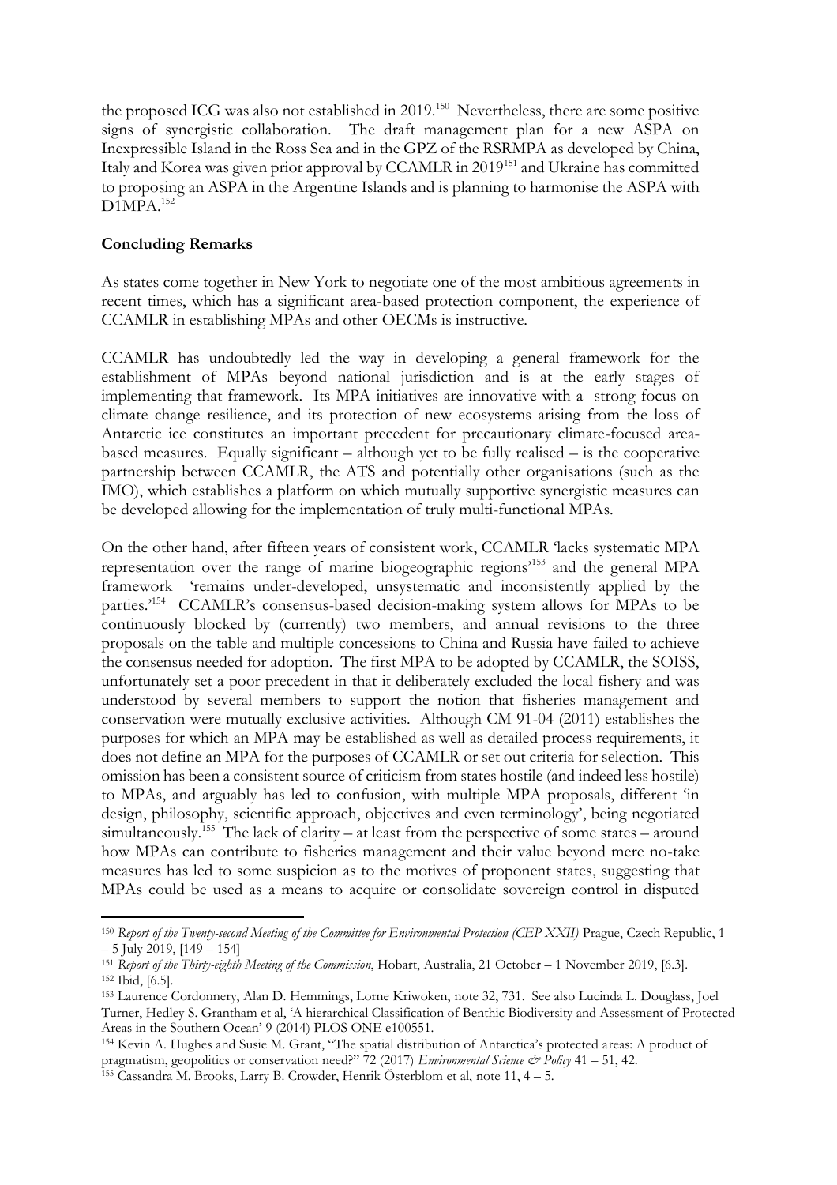the proposed ICG was also not established in 2019.[150] Nevertheless, there are some positive signs of synergistic collaboration. The draft management plan for a new ASPA on Inexpressible Island in the Ross Sea and in the GPZ of the RSRMPA as developed by China, Italy and Korea was given prior approval by CCAMLR in 2019[151] and Ukraine has committed to proposing an ASPA in the Argentine Islands and is planning to harmonise the ASPA with D1MPA.[152]

**Concluding Remarks**

As states come together in New York to negotiate one of the most ambitious agreements in recent times, which has a significant area-based protection component, the experience of CCAMLR in establishing MPAs and other OECMs is instructive.

CCAMLR has undoubtedly led the way in developing a general framework for the establishment of MPAs beyond national jurisdiction and is at the early stages of implementing that framework. Its MPA initiatives are innovative with a strong focus on climate change resilience, and its protection of new ecosystems arising from the loss of Antarctic ice constitutes an important precedent for precautionary climate-focused area-based measures. Equally significant – although yet to be fully realised – is the cooperative partnership between CCAMLR, the ATS and potentially other organisations (such as the IMO), which establishes a platform on which mutually supportive synergistic measures can be developed allowing for the implementation of truly multi-functional MPAs.

On the other hand, after fifteen years of consistent work, CCAMLR 'lacks systematic MPA representation over the range of marine biogeographic regions'[153] and the general MPA framework 'remains under-developed, unsystematic and inconsistently applied by the parties.'[154] CCAMLR's consensus-based decision-making system allows for MPAs to be continuously blocked by (currently) two members, and annual revisions to the three proposals on the table and multiple concessions to China and Russia have failed to achieve the consensus needed for adoption. The first MPA to be adopted by CCAMLR, the SOISS, unfortunately set a poor precedent in that it deliberately excluded the local fishery and was understood by several members to support the notion that fisheries management and conservation were mutually exclusive activities. Although CM 91-04 (2011) establishes the purposes for which an MPA may be established as well as detailed process requirements, it does not define an MPA for the purposes of CCAMLR or set out criteria for selection. This omission has been a consistent source of criticism from states hostile (and indeed less hostile) to MPAs, and arguably has led to confusion, with multiple MPA proposals, different 'in design, philosophy, scientific approach, objectives and even terminology', being negotiated simultaneously.[155] The lack of clarity – at least from the perspective of some states – around how MPAs can contribute to fisheries management and their value beyond mere no-take measures has led to some suspicion as to the motives of proponent states, suggesting that MPAs could be used as a means to acquire or consolidate sovereign control in disputed

---

[150] *Report of the Twenty-second Meeting of the Committee for Environmental Protection (CEP XXII)* Prague, Czech Republic, 1 – 5 July 2019, [149 – 154]

[151] *Report of the Thirty-eighth Meeting of the Commission*, Hobart, Australia, 21 October – 1 November 2019, [6.3].

[152] Ibid, [6.5].

[153] Laurence Cordonnery, Alan D. Hemmings, Lorne Kriwoken, note 32, 731. See also Lucinda L. Douglass, Joel Turner, Hedley S. Grantham et al, 'A hierarchical Classification of Benthic Biodiversity and Assessment of Protected Areas in the Southern Ocean' 9 (2014) PLOS ONE e100551.

[154] Kevin A. Hughes and Susie M. Grant, "The spatial distribution of Antarctica's protected areas: A product of pragmatism, geopolitics or conservation need?" 72 (2017) *Environmental Science & Policy* 41 – 51, 42.

[155] Cassandra M. Brooks, Larry B. Crowder, Henrik Österblom et al, note 11, 4 – 5.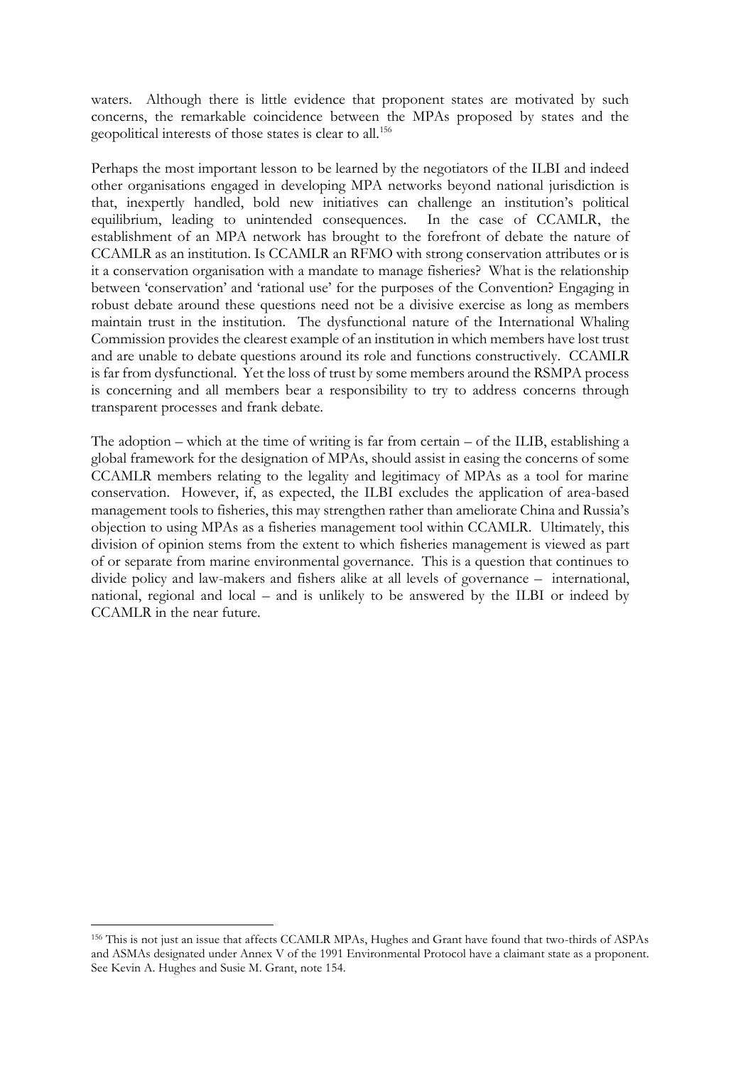waters. Although there is little evidence that proponent states are motivated by such concerns, the remarkable coincidence between the MPAs proposed by states and the geopolitical interests of those states is clear to all.[156]

Perhaps the most important lesson to be learned by the negotiators of the ILBI and indeed other organisations engaged in developing MPA networks beyond national jurisdiction is that, inexpertly handled, bold new initiatives can challenge an institution's political equilibrium, leading to unintended consequences. In the case of CCAMLR, the establishment of an MPA network has brought to the forefront of debate the nature of CCAMLR as an institution. Is CCAMLR an RFMO with strong conservation attributes or is it a conservation organisation with a mandate to manage fisheries? What is the relationship between 'conservation' and 'rational use' for the purposes of the Convention? Engaging in robust debate around these questions need not be a divisive exercise as long as members maintain trust in the institution. The dysfunctional nature of the International Whaling Commission provides the clearest example of an institution in which members have lost trust and are unable to debate questions around its role and functions constructively. CCAMLR is far from dysfunctional. Yet the loss of trust by some members around the RSMPA process is concerning and all members bear a responsibility to try to address concerns through transparent processes and frank debate.

The adoption – which at the time of writing is far from certain – of the ILIB, establishing a global framework for the designation of MPAs, should assist in easing the concerns of some CCAMLR members relating to the legality and legitimacy of MPAs as a tool for marine conservation. However, if, as expected, the ILBI excludes the application of area-based management tools to fisheries, this may strengthen rather than ameliorate China and Russia's objection to using MPAs as a fisheries management tool within CCAMLR. Ultimately, this division of opinion stems from the extent to which fisheries management is viewed as part of or separate from marine environmental governance. This is a question that continues to divide policy and law-makers and fishers alike at all levels of governance – international, national, regional and local – and is unlikely to be answered by the ILBI or indeed by CCAMLR in the near future.

---

[156] This is not just an issue that affects CCAMLR MPAs, Hughes and Grant have found that two-thirds of ASPAs and ASMAs designated under Annex V of the 1991 Environmental Protocol have a claimant state as a proponent. See Kevin A. Hughes and Susie M. Grant, note 154.